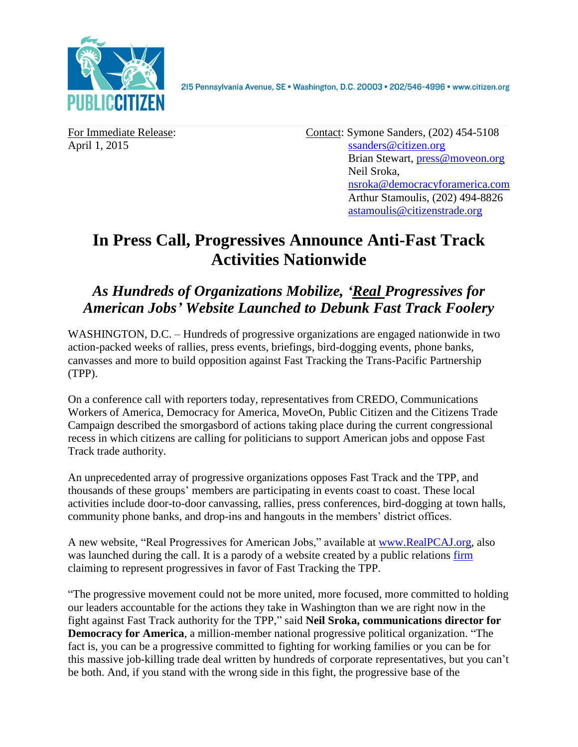PUBLIC CITIZEN

215 Pennsylvania Avenue, SE • Washington, D.C. 20003 • 202/546-4996 • www.citizen.org

For Immediate Release:
April 1, 2015

Contact: Symone Sanders, (202) 454-5108
ssanders@citizen.org
Brian Stewart, press@moveon.org
Neil Sroka,
nsroka@democracyforamerica.com
Arthur Stamoulis, (202) 494-8826
astamoulis@citizenstrade.org

# In Press Call, Progressives Announce Anti-Fast Track Activities Nationwide

## *As Hundreds of Organizations Mobilize, 'Real Progressives for American Jobs' Website Launched to Debunk Fast Track Foolery*

WASHINGTON, D.C. – Hundreds of progressive organizations are engaged nationwide in two action-packed weeks of rallies, press events, briefings, bird-dogging events, phone banks, canvasses and more to build opposition against Fast Tracking the Trans-Pacific Partnership (TPP).

On a conference call with reporters today, representatives from CREDO, Communications Workers of America, Democracy for America, MoveOn, Public Citizen and the Citizens Trade Campaign described the smorgasbord of actions taking place during the current congressional recess in which citizens are calling for politicians to support American jobs and oppose Fast Track trade authority.

An unprecedented array of progressive organizations opposes Fast Track and the TPP, and thousands of these groups' members are participating in events coast to coast. These local activities include door-to-door canvassing, rallies, press conferences, bird-dogging at town halls, community phone banks, and drop-ins and hangouts in the members' district offices.

A new website, "Real Progressives for American Jobs," available at www.RealPCAJ.org, also was launched during the call. It is a parody of a website created by a public relations firm claiming to represent progressives in favor of Fast Tracking the TPP.

"The progressive movement could not be more united, more focused, more committed to holding our leaders accountable for the actions they take in Washington than we are right now in the fight against Fast Track authority for the TPP," said **Neil Sroka, communications director for Democracy for America**, a million-member national progressive political organization. "The fact is, you can be a progressive committed to fighting for working families or you can be for this massive job-killing trade deal written by hundreds of corporate representatives, but you can't be both. And, if you stand with the wrong side in this fight, the progressive base of the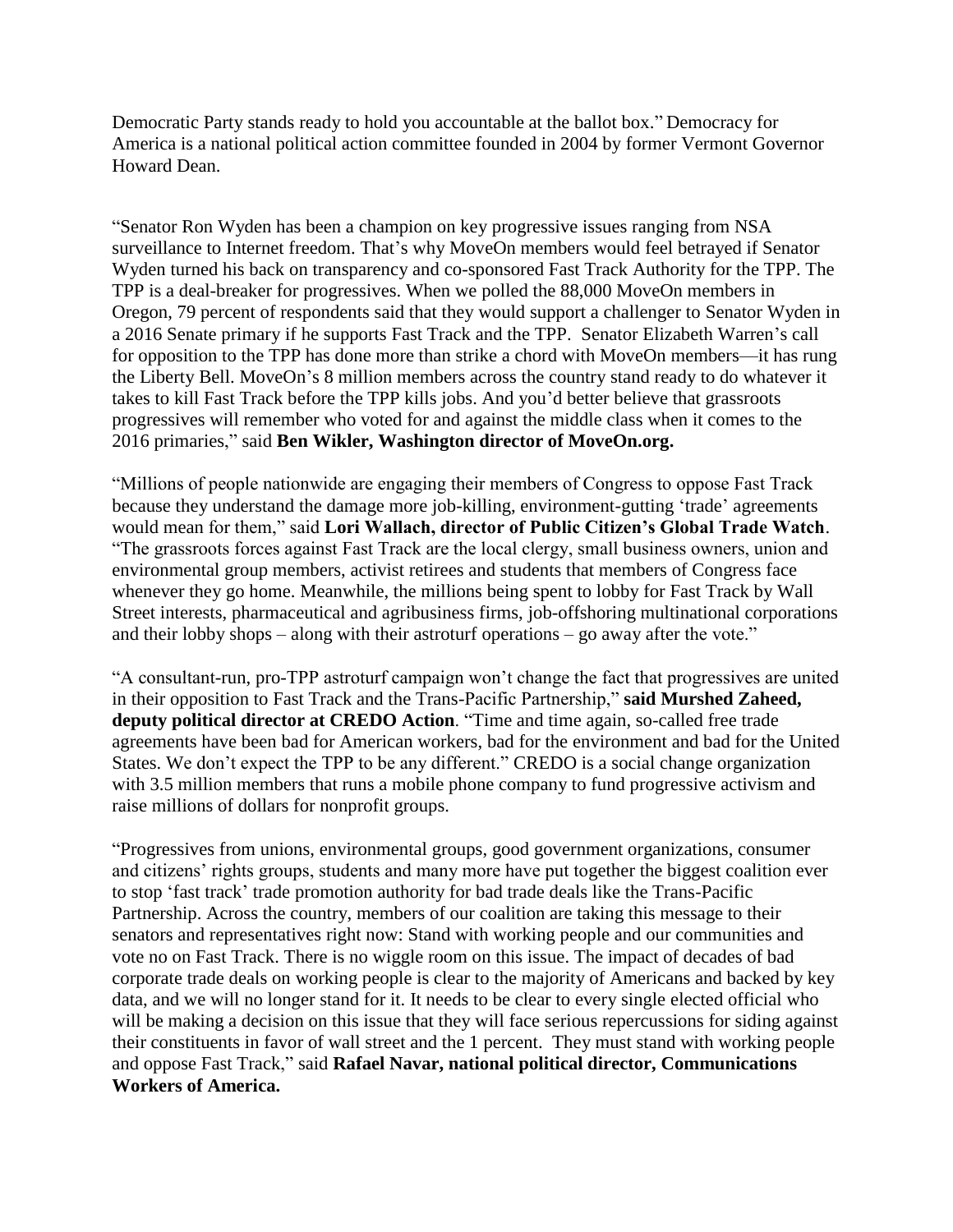Democratic Party stands ready to hold you accountable at the ballot box." Democracy for America is a national political action committee founded in 2004 by former Vermont Governor Howard Dean.

"Senator Ron Wyden has been a champion on key progressive issues ranging from NSA surveillance to Internet freedom. That's why MoveOn members would feel betrayed if Senator Wyden turned his back on transparency and co-sponsored Fast Track Authority for the TPP. The TPP is a deal-breaker for progressives. When we polled the 88,000 MoveOn members in Oregon, 79 percent of respondents said that they would support a challenger to Senator Wyden in a 2016 Senate primary if he supports Fast Track and the TPP. Senator Elizabeth Warren's call for opposition to the TPP has done more than strike a chord with MoveOn members—it has rung the Liberty Bell. MoveOn's 8 million members across the country stand ready to do whatever it takes to kill Fast Track before the TPP kills jobs. And you'd better believe that grassroots progressives will remember who voted for and against the middle class when it comes to the 2016 primaries," said **Ben Wikler, Washington director of MoveOn.org.**

"Millions of people nationwide are engaging their members of Congress to oppose Fast Track because they understand the damage more job-killing, environment-gutting 'trade' agreements would mean for them," said **Lori Wallach, director of Public Citizen's Global Trade Watch**. "The grassroots forces against Fast Track are the local clergy, small business owners, union and environmental group members, activist retirees and students that members of Congress face whenever they go home. Meanwhile, the millions being spent to lobby for Fast Track by Wall Street interests, pharmaceutical and agribusiness firms, job-offshoring multinational corporations and their lobby shops – along with their astroturf operations – go away after the vote."

"A consultant-run, pro-TPP astroturf campaign won't change the fact that progressives are united in their opposition to Fast Track and the Trans-Pacific Partnership," **said Murshed Zaheed, deputy political director at CREDO Action**. "Time and time again, so-called free trade agreements have been bad for American workers, bad for the environment and bad for the United States. We don't expect the TPP to be any different." CREDO is a social change organization with 3.5 million members that runs a mobile phone company to fund progressive activism and raise millions of dollars for nonprofit groups.

"Progressives from unions, environmental groups, good government organizations, consumer and citizens' rights groups, students and many more have put together the biggest coalition ever to stop 'fast track' trade promotion authority for bad trade deals like the Trans-Pacific Partnership. Across the country, members of our coalition are taking this message to their senators and representatives right now: Stand with working people and our communities and vote no on Fast Track. There is no wiggle room on this issue. The impact of decades of bad corporate trade deals on working people is clear to the majority of Americans and backed by key data, and we will no longer stand for it. It needs to be clear to every single elected official who will be making a decision on this issue that they will face serious repercussions for siding against their constituents in favor of wall street and the 1 percent. They must stand with working people and oppose Fast Track," said **Rafael Navar, national political director, Communications Workers of America.**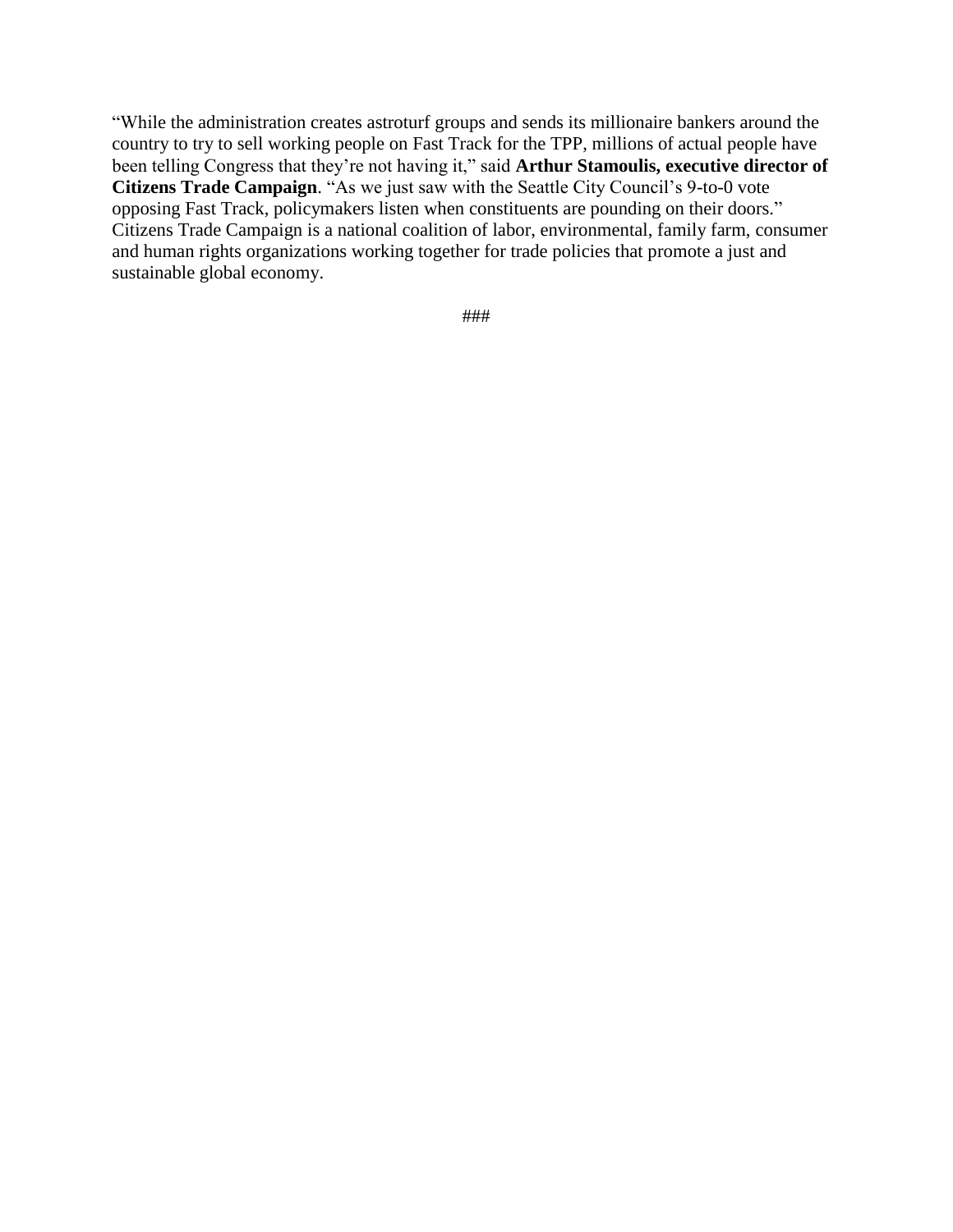"While the administration creates astroturf groups and sends its millionaire bankers around the country to try to sell working people on Fast Track for the TPP, millions of actual people have been telling Congress that they're not having it," said **Arthur Stamoulis, executive director of Citizens Trade Campaign**. "As we just saw with the Seattle City Council's 9-to-0 vote opposing Fast Track, policymakers listen when constituents are pounding on their doors."
Citizens Trade Campaign is a national coalition of labor, environmental, family farm, consumer and human rights organizations working together for trade policies that promote a just and sustainable global economy.

###